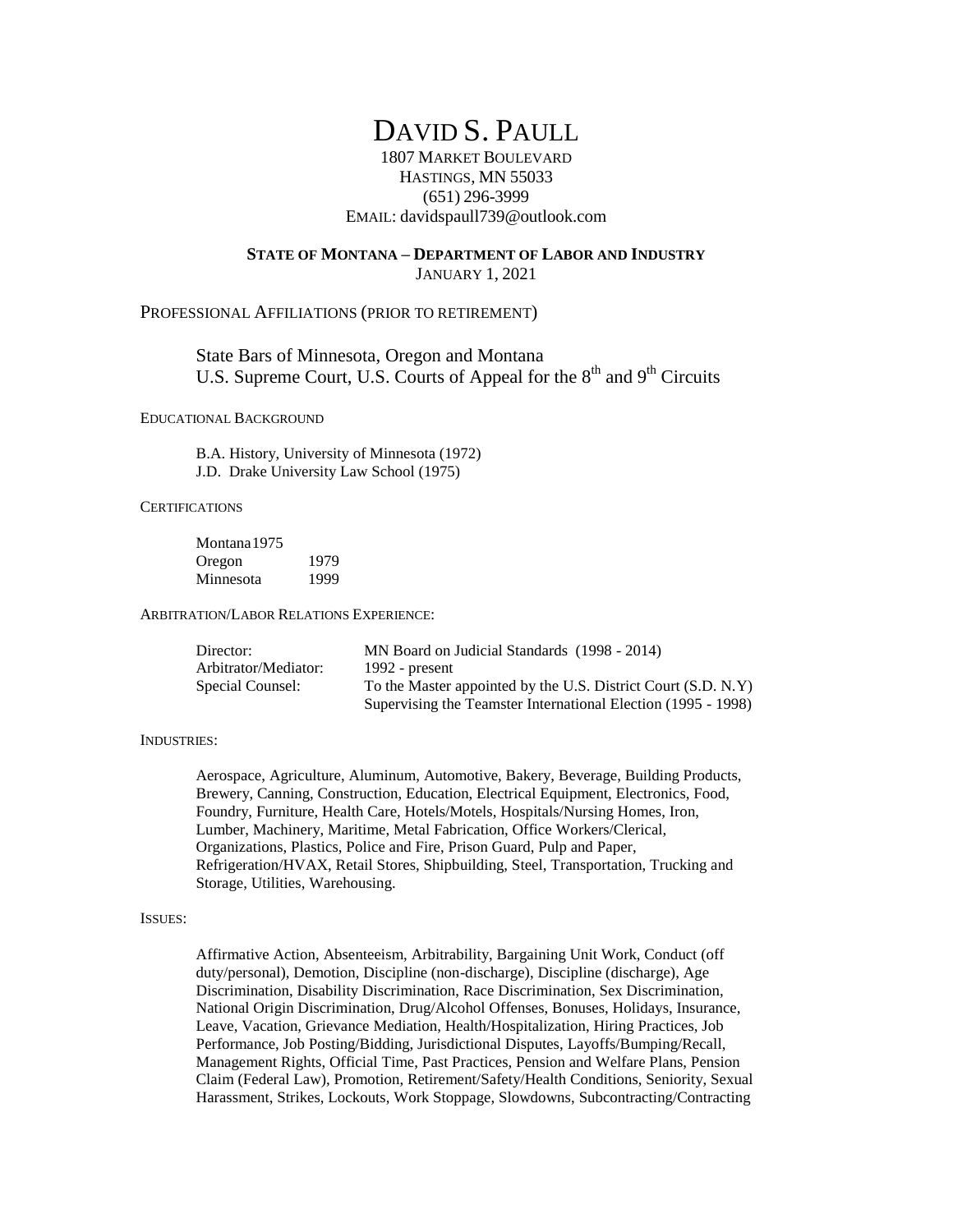# DAVID S. PAULL

1807 MARKET BOULEVARD
HASTINGS, MN 55033
(651) 296-3999
EMAIL: davidspaull739@outlook.com

**STATE OF MONTANA – DEPARTMENT OF LABOR AND INDUSTRY**
JANUARY 1, 2021

## PROFESSIONAL AFFILIATIONS (PRIOR TO RETIREMENT)

State Bars of Minnesota, Oregon and Montana
U.S. Supreme Court, U.S. Courts of Appeal for the 8th and 9th Circuits

### EDUCATIONAL BACKGROUND

B.A. History, University of Minnesota (1972)
J.D. Drake University Law School (1975)

### CERTIFICATIONS

| | |
|---|---|
| Montana | 1975 |
| Oregon | 1979 |
| Minnesota | 1999 |

### ARBITRATION/LABOR RELATIONS EXPERIENCE:

| | |
|---|---|
| Director: | MN Board on Judicial Standards (1998 - 2014) |
| Arbitrator/Mediator: | 1992 - present |
| Special Counsel: | To the Master appointed by the U.S. District Court (S.D. N.Y) Supervising the Teamster International Election (1995 - 1998) |

### INDUSTRIES:

Aerospace, Agriculture, Aluminum, Automotive, Bakery, Beverage, Building Products, Brewery, Canning, Construction, Education, Electrical Equipment, Electronics, Food, Foundry, Furniture, Health Care, Hotels/Motels, Hospitals/Nursing Homes, Iron, Lumber, Machinery, Maritime, Metal Fabrication, Office Workers/Clerical, Organizations, Plastics, Police and Fire, Prison Guard, Pulp and Paper, Refrigeration/HVAX, Retail Stores, Shipbuilding, Steel, Transportation, Trucking and Storage, Utilities, Warehousing.

### ISSUES:

Affirmative Action, Absenteeism, Arbitrability, Bargaining Unit Work, Conduct (off duty/personal), Demotion, Discipline (non-discharge), Discipline (discharge), Age Discrimination, Disability Discrimination, Race Discrimination, Sex Discrimination, National Origin Discrimination, Drug/Alcohol Offenses, Bonuses, Holidays, Insurance, Leave, Vacation, Grievance Mediation, Health/Hospitalization, Hiring Practices, Job Performance, Job Posting/Bidding, Jurisdictional Disputes, Layoffs/Bumping/Recall, Management Rights, Official Time, Past Practices, Pension and Welfare Plans, Pension Claim (Federal Law), Promotion, Retirement/Safety/Health Conditions, Seniority, Sexual Harassment, Strikes, Lockouts, Work Stoppage, Slowdowns, Subcontracting/Contracting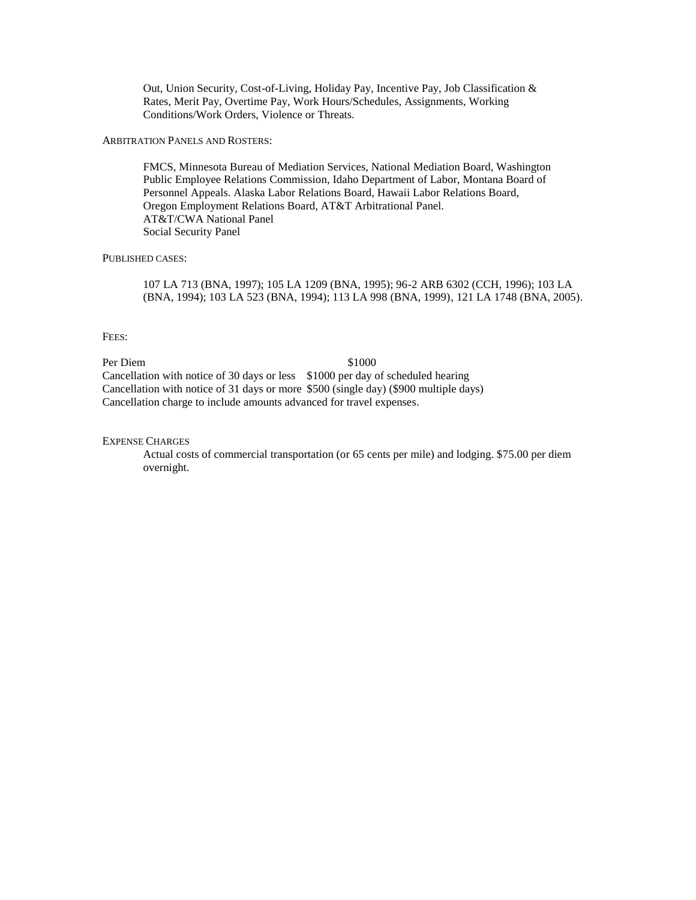Out, Union Security, Cost-of-Living, Holiday Pay, Incentive Pay, Job Classification & Rates, Merit Pay, Overtime Pay, Work Hours/Schedules, Assignments, Working Conditions/Work Orders, Violence or Threats.

ARBITRATION PANELS AND ROSTERS:

FMCS, Minnesota Bureau of Mediation Services, National Mediation Board, Washington Public Employee Relations Commission, Idaho Department of Labor, Montana Board of Personnel Appeals. Alaska Labor Relations Board, Hawaii Labor Relations Board, Oregon Employment Relations Board, AT&T Arbitrational Panel.
AT&T/CWA National Panel
Social Security Panel

PUBLISHED CASES:

107 LA 713 (BNA, 1997); 105 LA 1209 (BNA, 1995); 96-2 ARB 6302 (CCH, 1996); 103 LA (BNA, 1994); 103 LA 523 (BNA, 1994); 113 LA 998 (BNA, 1999), 121 LA 1748 (BNA, 2005).

FEES:

| | |
|---|---|
| Per Diem | $1000 |
| Cancellation with notice of 30 days or less | $1000 per day of scheduled hearing |
| Cancellation with notice of 31 days or more | $500 (single day) ($900 multiple days) |

Cancellation charge to include amounts advanced for travel expenses.

EXPENSE CHARGES

Actual costs of commercial transportation (or 65 cents per mile) and lodging. $75.00 per diem overnight.